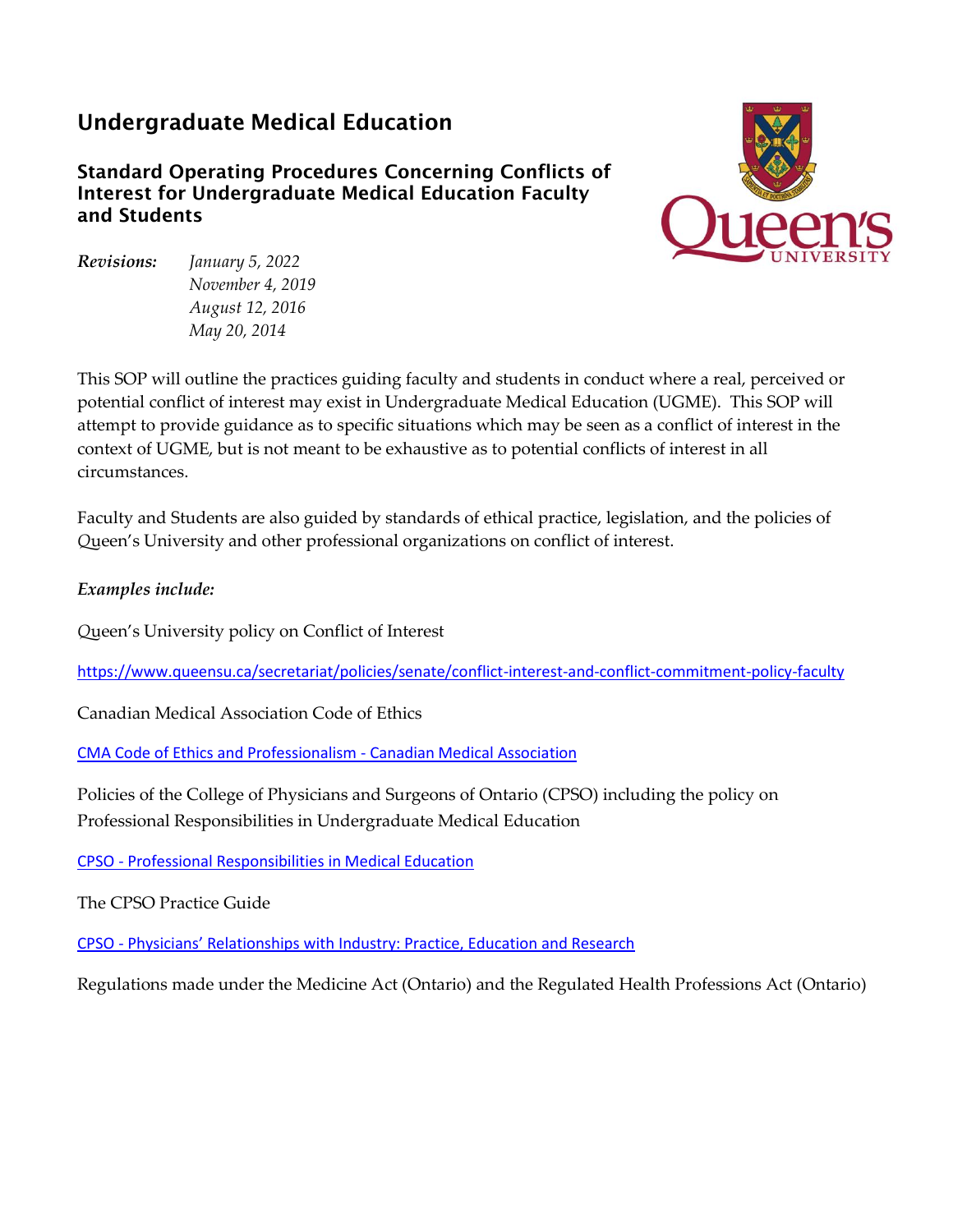# Undergraduate Medical Education

## Standard Operating Procedures Concerning Conflicts of Interest for Undergraduate Medical Education Faculty and Students

***Revisions:*** *January 5, 2022*
*November 4, 2019*
*August 12, 2016*
*May 20, 2014*

This SOP will outline the practices guiding faculty and students in conduct where a real, perceived or potential conflict of interest may exist in Undergraduate Medical Education (UGME). This SOP will attempt to provide guidance as to specific situations which may be seen as a conflict of interest in the context of UGME, but is not meant to be exhaustive as to potential conflicts of interest in all circumstances.

Faculty and Students are also guided by standards of ethical practice, legislation, and the policies of Queen's University and other professional organizations on conflict of interest.

*Examples include:*

Queen's University policy on Conflict of Interest

https://www.queensu.ca/secretariat/policies/senate/conflict-interest-and-conflict-commitment-policy-faculty

Canadian Medical Association Code of Ethics

CMA Code of Ethics and Professionalism - Canadian Medical Association

Policies of the College of Physicians and Surgeons of Ontario (CPSO) including the policy on Professional Responsibilities in Undergraduate Medical Education

CPSO - Professional Responsibilities in Medical Education

The CPSO Practice Guide

CPSO - Physicians' Relationships with Industry: Practice, Education and Research

Regulations made under the Medicine Act (Ontario) and the Regulated Health Professions Act (Ontario)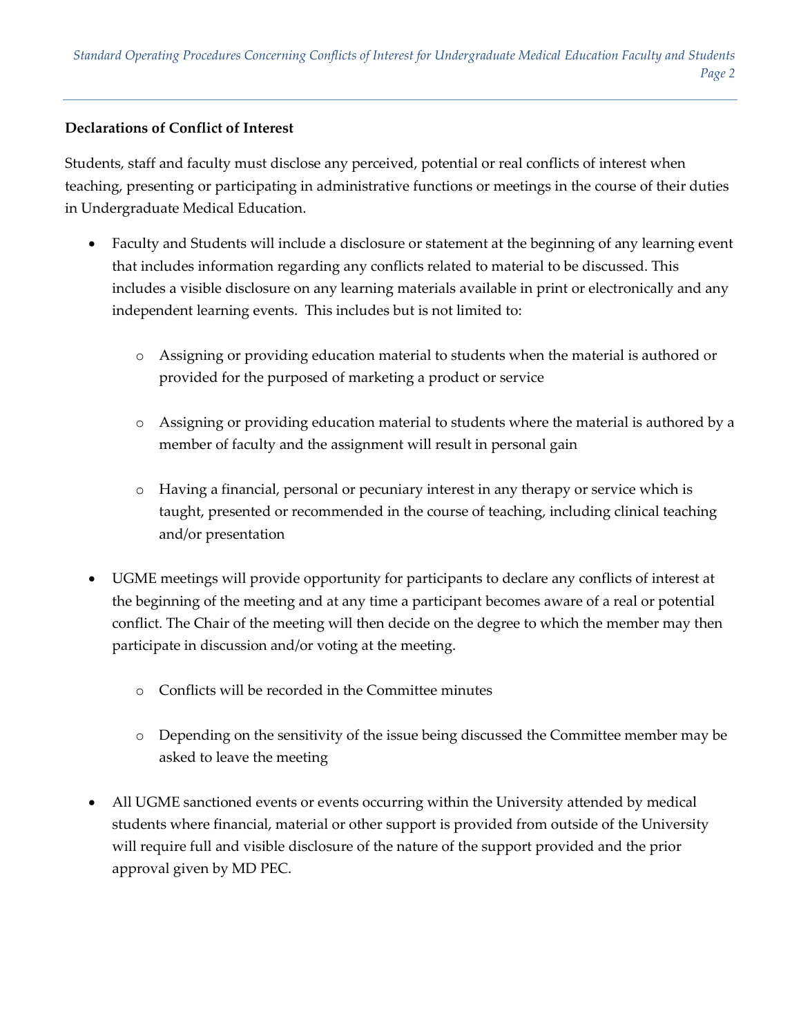**Declarations of Conflict of Interest**

Students, staff and faculty must disclose any perceived, potential or real conflicts of interest when teaching, presenting or participating in administrative functions or meetings in the course of their duties in Undergraduate Medical Education.

- Faculty and Students will include a disclosure or statement at the beginning of any learning event that includes information regarding any conflicts related to material to be discussed. This includes a visible disclosure on any learning materials available in print or electronically and any independent learning events. This includes but is not limited to:
    - Assigning or providing education material to students when the material is authored or provided for the purposed of marketing a product or service
    - Assigning or providing education material to students where the material is authored by a member of faculty and the assignment will result in personal gain
    - Having a financial, personal or pecuniary interest in any therapy or service which is taught, presented or recommended in the course of teaching, including clinical teaching and/or presentation
- UGME meetings will provide opportunity for participants to declare any conflicts of interest at the beginning of the meeting and at any time a participant becomes aware of a real or potential conflict. The Chair of the meeting will then decide on the degree to which the member may then participate in discussion and/or voting at the meeting.
    - Conflicts will be recorded in the Committee minutes
    - Depending on the sensitivity of the issue being discussed the Committee member may be asked to leave the meeting
- All UGME sanctioned events or events occurring within the University attended by medical students where financial, material or other support is provided from outside of the University will require full and visible disclosure of the nature of the support provided and the prior approval given by MD PEC.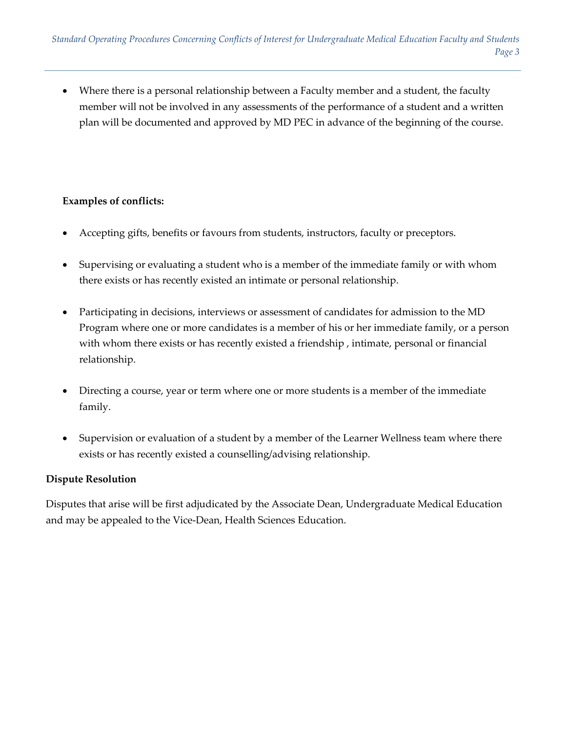- Where there is a personal relationship between a Faculty member and a student, the faculty member will not be involved in any assessments of the performance of a student and a written plan will be documented and approved by MD PEC in advance of the beginning of the course.

**Examples of conflicts:**

- Accepting gifts, benefits or favours from students, instructors, faculty or preceptors.
- Supervising or evaluating a student who is a member of the immediate family or with whom there exists or has recently existed an intimate or personal relationship.
- Participating in decisions, interviews or assessment of candidates for admission to the MD Program where one or more candidates is a member of his or her immediate family, or a person with whom there exists or has recently existed a friendship , intimate, personal or financial relationship.
- Directing a course, year or term where one or more students is a member of the immediate family.
- Supervision or evaluation of a student by a member of the Learner Wellness team where there exists or has recently existed a counselling/advising relationship.

**Dispute Resolution**

Disputes that arise will be first adjudicated by the Associate Dean, Undergraduate Medical Education and may be appealed to the Vice-Dean, Health Sciences Education.